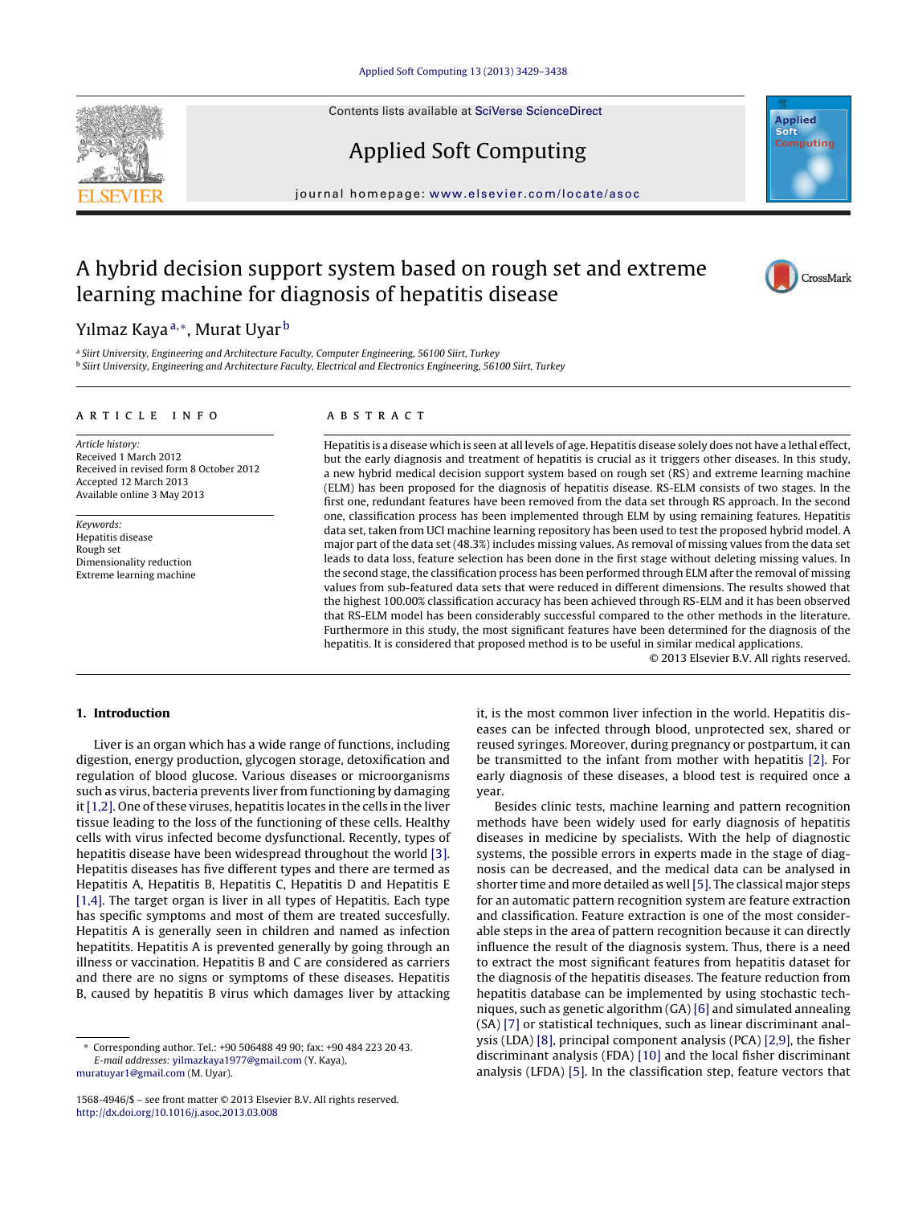# A hybrid decision support system based on rough set and extreme learning machine for diagnosis of hepatitis disease

Yılmaz Kaya[a,*], Murat Uyar[b]

[a] Siirt University, Engineering and Architecture Faculty, Computer Engineering, 56100 Siirt, Turkey
[b] Siirt University, Engineering and Architecture Faculty, Electrical and Electronics Engineering, 56100 Siirt, Turkey

**ARTICLE INFO**

*Article history:*
Received 1 March 2012
Received in revised form 8 October 2012
Accepted 12 March 2013
Available online 3 May 2013

*Keywords:*
Hepatitis disease
Rough set
Dimensionality reduction
Extreme learning machine

**ABSTRACT**

Hepatitis is a disease which is seen at all levels of age. Hepatitis disease solely does not have a lethal effect, but the early diagnosis and treatment of hepatitis is crucial as it triggers other diseases. In this study, a new hybrid medical decision support system based on rough set (RS) and extreme learning machine (ELM) has been proposed for the diagnosis of hepatitis disease. RS-ELM consists of two stages. In the first one, redundant features have been removed from the data set through RS approach. In the second one, classification process has been implemented through ELM by using remaining features. Hepatitis data set, taken from UCI machine learning repository has been used to test the proposed hybrid model. A major part of the data set (48.3%) includes missing values. As removal of missing values from the data set leads to data loss, feature selection has been done in the first stage without deleting missing values. In the second stage, the classification process has been performed through ELM after the removal of missing values from sub-featured data sets that were reduced in different dimensions. The results showed that the highest 100.00% classification accuracy has been achieved through RS-ELM and it has been observed that RS-ELM model has been considerably successful compared to the other methods in the literature. Furthermore in this study, the most significant features have been determined for the diagnosis of the hepatitis. It is considered that proposed method is to be useful in similar medical applications.

© 2013 Elsevier B.V. All rights reserved.

## 1. Introduction

Liver is an organ which has a wide range of functions, including digestion, energy production, glycogen storage, detoxification and regulation of blood glucose. Various diseases or microorganisms such as virus, bacteria prevents liver from functioning by damaging it [1,2]. One of these viruses, hepatitis locates in the cells in the liver tissue leading to the loss of the functioning of these cells. Healthy cells with virus infected become dysfunctional. Recently, types of hepatitis disease have been widespread throughout the world [3]. Hepatitis diseases has five different types and there are termed as Hepatitis A, Hepatitis B, Hepatitis C, Hepatitis D and Hepatitis E [1,4]. The target organ is liver in all types of Hepatitis. Each type has specific symptoms and most of them are treated succesfully. Hepatitis A is generally seen in children and named as infection hepatitits. Hepatitis A is prevented generally by going through an illness or vaccination. Hepatitis B and C are considered as carriers and there are no signs or symptoms of these diseases. Hepatitis B, caused by hepatitis B virus which damages liver by attacking it, is the most common liver infection in the world. Hepatitis diseases can be infected through blood, unprotected sex, shared or reused syringes. Moreover, during pregnancy or postpartum, it can be transmitted to the infant from mother with hepatitis [2]. For early diagnosis of these diseases, a blood test is required once a year.

Besides clinic tests, machine learning and pattern recognition methods have been widely used for early diagnosis of hepatitis diseases in medicine by specialists. With the help of diagnostic systems, the possible errors in experts made in the stage of diagnosis can be decreased, and the medical data can be analysed in shorter time and more detailed as well [5]. The classical major steps for an automatic pattern recognition system are feature extraction and classification. Feature extraction is one of the most considerable steps in the area of pattern recognition because it can directly influence the result of the diagnosis system. Thus, there is a need to extract the most significant features from hepatitis dataset for the diagnosis of the hepatitis diseases. The feature reduction from hepatitis database can be implemented by using stochastic techniques, such as genetic algorithm (GA) [6] and simulated annealing (SA) [7] or statistical techniques, such as linear discriminant analysis (LDA) [8], principal component analysis (PCA) [2,9], the fisher discriminant analysis (FDA) [10] and the local fisher discriminant analysis (LFDA) [5]. In the classification step, feature vectors that

* Corresponding author. Tel.: +90 506488 49 90; fax: +90 484 223 20 43.
*E-mail addresses:* yilmazkaya1977@gmail.com (Y. Kaya), muratuyar1@gmail.com (M. Uyar).

1568-4946/$ – see front matter © 2013 Elsevier B.V. All rights reserved.
http://dx.doi.org/10.1016/j.asoc.2013.03.008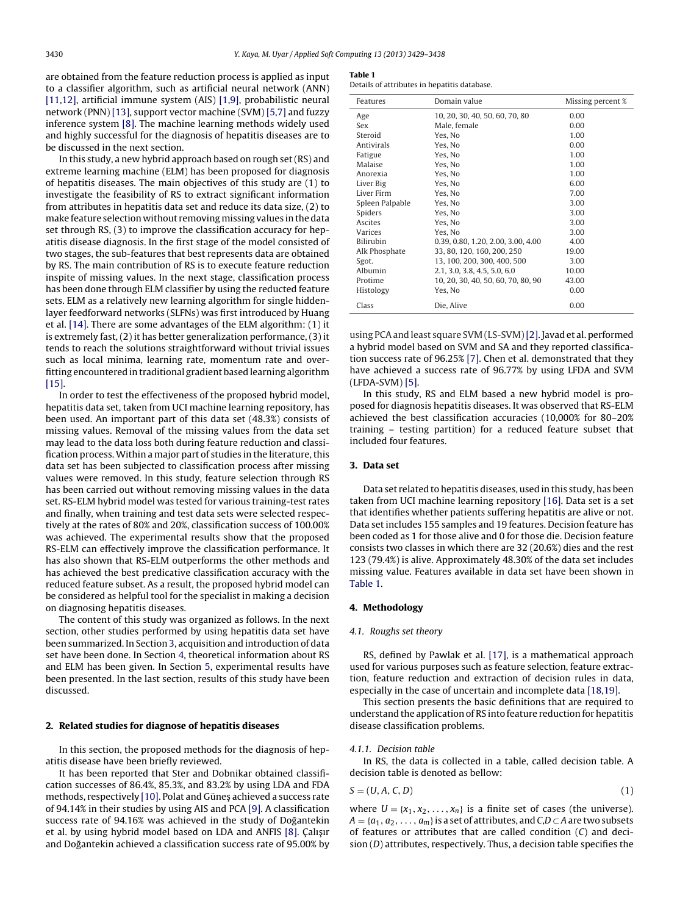are obtained from the feature reduction process is applied as input to a classifier algorithm, such as artificial neural network (ANN) [11,12], artificial immune system (AIS) [1,9], probabilistic neural network (PNN) [13], support vector machine (SVM) [5,7] and fuzzy inference system [8]. The machine learning methods widely used and highly successful for the diagnosis of hepatitis diseases are to be discussed in the next section.

In this study, a new hybrid approach based on rough set (RS) and extreme learning machine (ELM) has been proposed for diagnosis of hepatitis diseases. The main objectives of this study are (1) to investigate the feasibility of RS to extract significant information from attributes in hepatitis data set and reduce its data size, (2) to make feature selection without removing missing values in the data set through RS, (3) to improve the classification accuracy for hepatitis disease diagnosis. In the first stage of the model consisted of two stages, the sub-features that best represents data are obtained by RS. The main contribution of RS is to execute feature reduction inspite of missing values. In the next stage, classification process has been done through ELM classifier by using the reducted feature sets. ELM as a relatively new learning algorithm for single hidden-layer feedforward networks (SLFNs) was first introduced by Huang et al. [14]. There are some advantages of the ELM algorithm: (1) it is extremely fast, (2) it has better generalization performance, (3) it tends to reach the solutions straightforward without trivial issues such as local minima, learning rate, momentum rate and overfitting encountered in traditional gradient based learning algorithm [15].

In order to test the effectiveness of the proposed hybrid model, hepatitis data set, taken from UCI machine learning repository, has been used. An important part of this data set (48.3%) consists of missing values. Removal of the missing values from the data set may lead to the data loss both during feature reduction and classification process. Within a major part of studies in the literature, this data set has been subjected to classification process after missing values were removed. In this study, feature selection through RS has been carried out without removing missing values in the data set. RS-ELM hybrid model was tested for various training-test rates and finally, when training and test data sets were selected respectively at the rates of 80% and 20%, classification success of 100.00% was achieved. The experimental results show that the proposed RS-ELM can effectively improve the classification performance. It has also shown that RS-ELM outperforms the other methods and has achieved the best predicative classification accuracy with the reduced feature subset. As a result, the proposed hybrid model can be considered as helpful tool for the specialist in making a decision on diagnosing hepatitis diseases.

The content of this study was organized as follows. In the next section, other studies performed by using hepatitis data set have been summarized. In Section 3, acquisition and introduction of data set have been done. In Section 4, theoretical information about RS and ELM has been given. In Section 5, experimental results have been presented. In the last section, results of this study have been discussed.

## 2. Related studies for diagnose of hepatitis diseases

In this section, the proposed methods for the diagnosis of hepatitis disease have been briefly reviewed.

It has been reported that Ster and Dobnikar obtained classification successes of 86.4%, 85.3%, and 83.2% by using LDA and FDA methods, respectively [10]. Polat and Güneş achieved a success rate of 94.14% in their studies by using AIS and PCA [9]. A classification success rate of 94.16% was achieved in the study of Doğantekin et al. by using hybrid model based on LDA and ANFIS [8]. Çalışır and Doğantekin achieved a classification success rate of 95.00% by using PCA and least square SVM (LS-SVM) [2]. Javad et al. performed a hybrid model based on SVM and SA and they reported classification success rate of 96.25% [7]. Chen et al. demonstrated that they have achieved a success rate of 96.77% by using LFDA and SVM (LFDA-SVM) [5].

In this study, RS and ELM based a new hybrid model is proposed for diagnosis hepatitis diseases. It was observed that RS-ELM achieved the best classification accuracies (10,000% for 80–20% training – testing partition) for a reduced feature subset that included four features.

**Table 1**
Details of attributes in hepatitis database.

| Features | Domain value | Missing percent % |
|---|---|---|
| Age | 10, 20, 30, 40, 50, 60, 70, 80 | 0.00 |
| Sex | Male, female | 0.00 |
| Steroid | Yes, No | 1.00 |
| Antivirals | Yes, No | 0.00 |
| Fatigue | Yes, No | 1.00 |
| Malaise | Yes, No | 1.00 |
| Anorexia | Yes, No | 1.00 |
| Liver Big | Yes, No | 6.00 |
| Liver Firm | Yes, No | 7.00 |
| Spleen Palpable | Yes, No | 3.00 |
| Spiders | Yes, No | 3.00 |
| Ascites | Yes, No | 3.00 |
| Varices | Yes, No | 3.00 |
| Bilirubin | 0.39, 0.80, 1.20, 2.00, 3.00, 4.00 | 4.00 |
| Alk Phosphate | 33, 80, 120, 160, 200, 250 | 19.00 |
| Sgot. | 13, 100, 200, 300, 400, 500 | 3.00 |
| Albumin | 2.1, 3.0, 3.8, 4.5, 5.0, 6.0 | 10.00 |
| Protime | 10, 20, 30, 40, 50, 60, 70, 80, 90 | 43.00 |
| Histology | Yes, No | 0.00 |
| Class | Die, Alive | 0.00 |

## 3. Data set

Data set related to hepatitis diseases, used in this study, has been taken from UCI machine learning repository [16]. Data set is a set that identifies whether patients suffering hepatitis are alive or not. Data set includes 155 samples and 19 features. Decision feature has been coded as 1 for those alive and 0 for those die. Decision feature consists two classes in which there are 32 (20.6%) dies and the rest 123 (79.4%) is alive. Approximately 48.30% of the data set includes missing value. Features available in data set have been shown in Table 1.

## 4. Methodology

### 4.1. Roughs set theory

RS, defined by Pawlak et al. [17], is a mathematical approach used for various purposes such as feature selection, feature extraction, feature reduction and extraction of decision rules in data, especially in the case of uncertain and incomplete data [18,19].

This section presents the basic definitions that are required to understand the application of RS into feature reduction for hepatitis disease classification problems.

#### 4.1.1. Decision table

In RS, the data is collected in a table, called decision table. A decision table is denoted as bellow:

$$S = (U, A, C, D) \tag{1}$$

where $U = \{x_1, x_2, \ldots, x_n\}$ is a finite set of cases (the universe). $A = \{a_1, a_2, \ldots, a_m\}$ is a set of attributes, and $C, D \subset A$ are two subsets of features or attributes that are called condition ($C$) and decision ($D$) attributes, respectively. Thus, a decision table specifies the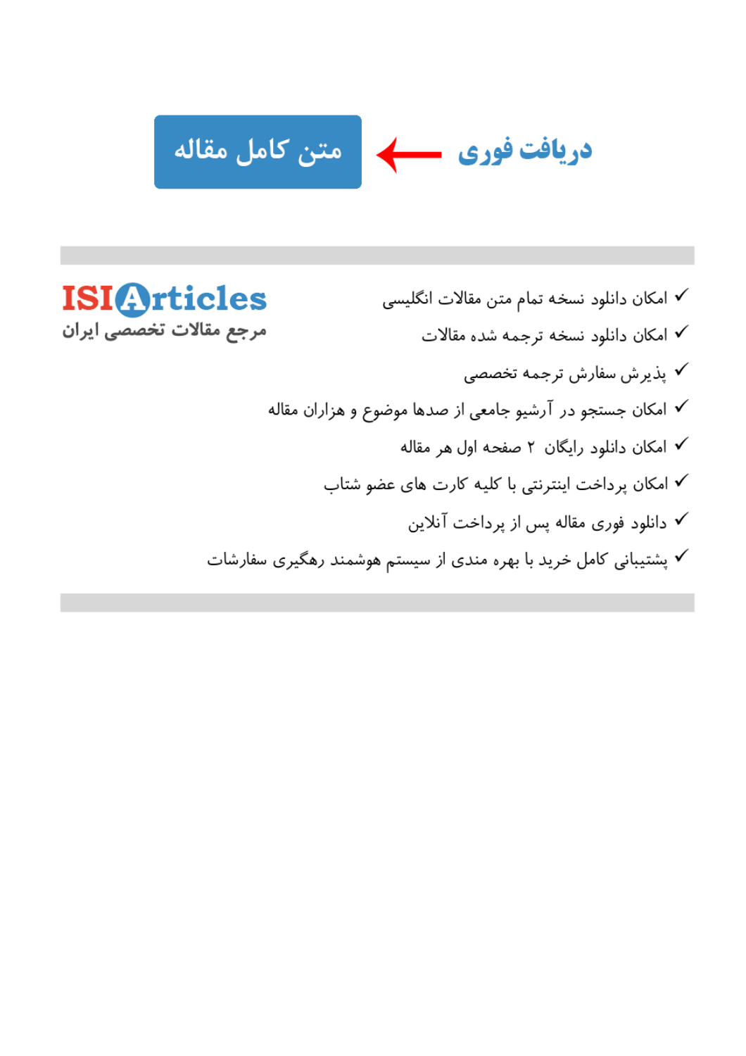دریافت فوری ← **متن کامل مقاله**

**ISIArticles**
مرجع مقالات تخصصی ایران

- ✓ امکان دانلود نسخه تمام متن مقالات انگلیسی
- ✓ امکان دانلود نسخه ترجمه شده مقالات
- ✓ پذیرش سفارش ترجمه تخصصی
- ✓ امکان جستجو در آرشیو جامعی از صدها موضوع و هزاران مقاله
- ✓ امکان دانلود رایگان ۲ صفحه اول هر مقاله
- ✓ امکان پرداخت اینترنتی با کلیه کارت های عضو شتاب
- ✓ دانلود فوری مقاله پس از پرداخت آنلاین
- ✓ پشتیبانی کامل خرید با بهره مندی از سیستم هوشمند رهگیری سفارشات